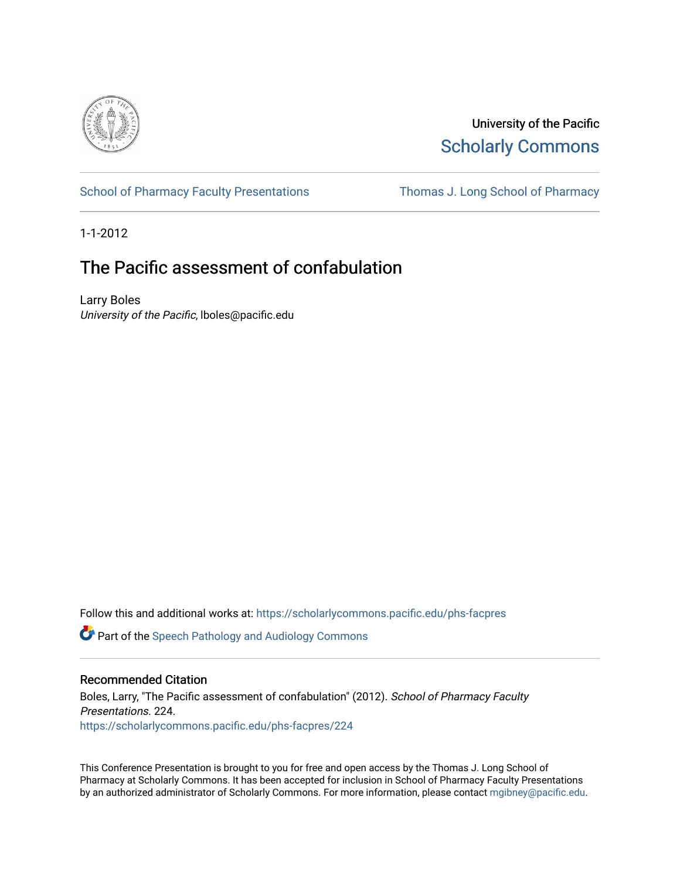University of the Pacific
Scholarly Commons

School of Pharmacy Faculty Presentations | Thomas J. Long School of Pharmacy

1-1-2012

# The Pacific assessment of confabulation

Larry Boles
*University of the Pacific*, lboles@pacific.edu

Follow this and additional works at: https://scholarlycommons.pacific.edu/phs-facpres

Part of the Speech Pathology and Audiology Commons

## Recommended Citation

Boles, Larry, "The Pacific assessment of confabulation" (2012). *School of Pharmacy Faculty Presentations*. 224.
https://scholarlycommons.pacific.edu/phs-facpres/224

This Conference Presentation is brought to you for free and open access by the Thomas J. Long School of Pharmacy at Scholarly Commons. It has been accepted for inclusion in School of Pharmacy Faculty Presentations by an authorized administrator of Scholarly Commons. For more information, please contact mgibney@pacific.edu.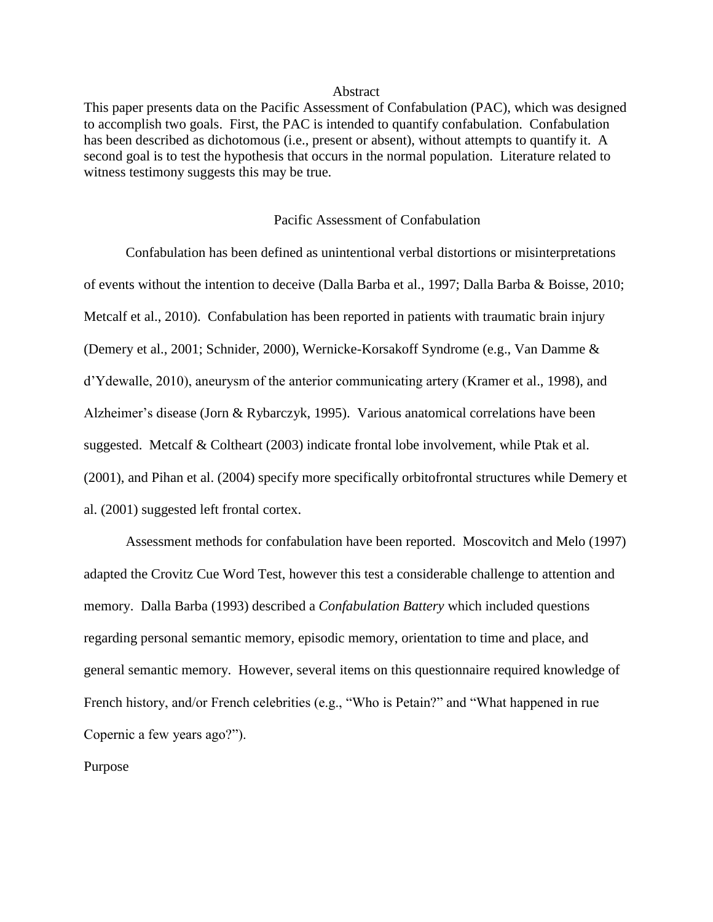## Abstract

This paper presents data on the Pacific Assessment of Confabulation (PAC), which was designed to accomplish two goals. First, the PAC is intended to quantify confabulation. Confabulation has been described as dichotomous (i.e., present or absent), without attempts to quantify it. A second goal is to test the hypothesis that occurs in the normal population. Literature related to witness testimony suggests this may be true.

# Pacific Assessment of Confabulation

Confabulation has been defined as unintentional verbal distortions or misinterpretations of events without the intention to deceive (Dalla Barba et al., 1997; Dalla Barba & Boisse, 2010; Metcalf et al., 2010). Confabulation has been reported in patients with traumatic brain injury (Demery et al., 2001; Schnider, 2000), Wernicke-Korsakoff Syndrome (e.g., Van Damme & d'Ydewalle, 2010), aneurysm of the anterior communicating artery (Kramer et al., 1998), and Alzheimer's disease (Jorn & Rybarczyk, 1995). Various anatomical correlations have been suggested. Metcalf & Coltheart (2003) indicate frontal lobe involvement, while Ptak et al. (2001), and Pihan et al. (2004) specify more specifically orbitofrontal structures while Demery et al. (2001) suggested left frontal cortex.

Assessment methods for confabulation have been reported. Moscovitch and Melo (1997) adapted the Crovitz Cue Word Test, however this test a considerable challenge to attention and memory. Dalla Barba (1993) described a *Confabulation Battery* which included questions regarding personal semantic memory, episodic memory, orientation to time and place, and general semantic memory. However, several items on this questionnaire required knowledge of French history, and/or French celebrities (e.g., "Who is Petain?" and "What happened in rue Copernic a few years ago?").

## Purpose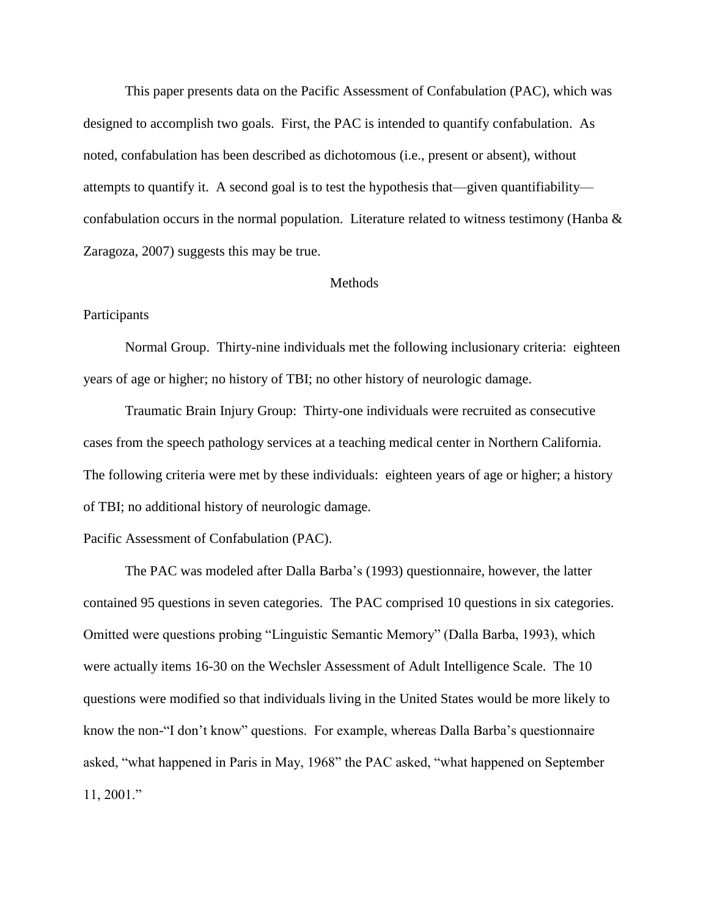This paper presents data on the Pacific Assessment of Confabulation (PAC), which was designed to accomplish two goals. First, the PAC is intended to quantify confabulation. As noted, confabulation has been described as dichotomous (i.e., present or absent), without attempts to quantify it. A second goal is to test the hypothesis that—given quantifiability—confabulation occurs in the normal population. Literature related to witness testimony (Hanba & Zaragoza, 2007) suggests this may be true.

## Methods

### Participants

Normal Group. Thirty-nine individuals met the following inclusionary criteria: eighteen years of age or higher; no history of TBI; no other history of neurologic damage.

Traumatic Brain Injury Group: Thirty-one individuals were recruited as consecutive cases from the speech pathology services at a teaching medical center in Northern California. The following criteria were met by these individuals: eighteen years of age or higher; a history of TBI; no additional history of neurologic damage.

### Pacific Assessment of Confabulation (PAC).

The PAC was modeled after Dalla Barba's (1993) questionnaire, however, the latter contained 95 questions in seven categories. The PAC comprised 10 questions in six categories. Omitted were questions probing "Linguistic Semantic Memory" (Dalla Barba, 1993), which were actually items 16-30 on the Wechsler Assessment of Adult Intelligence Scale. The 10 questions were modified so that individuals living in the United States would be more likely to know the non-"I don't know" questions. For example, whereas Dalla Barba's questionnaire asked, "what happened in Paris in May, 1968" the PAC asked, "what happened on September 11, 2001."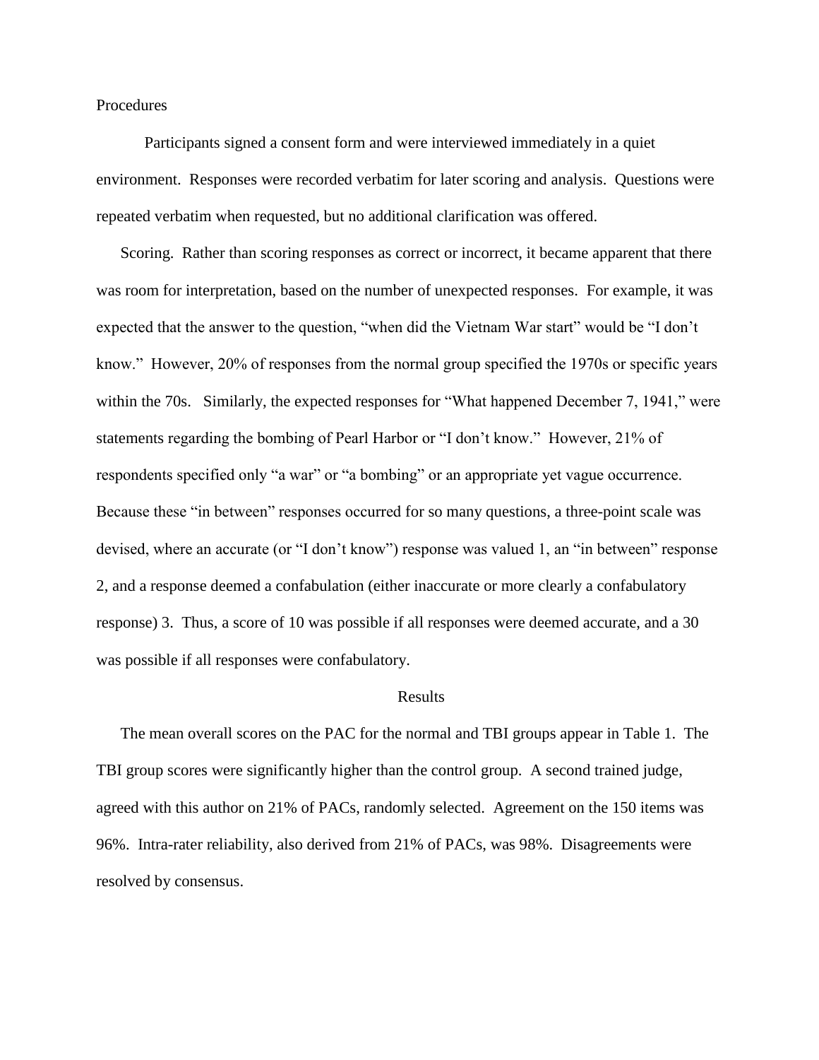Procedures

Participants signed a consent form and were interviewed immediately in a quiet environment. Responses were recorded verbatim for later scoring and analysis. Questions were repeated verbatim when requested, but no additional clarification was offered.

Scoring. Rather than scoring responses as correct or incorrect, it became apparent that there was room for interpretation, based on the number of unexpected responses. For example, it was expected that the answer to the question, "when did the Vietnam War start" would be "I don't know." However, 20% of responses from the normal group specified the 1970s or specific years within the 70s. Similarly, the expected responses for "What happened December 7, 1941," were statements regarding the bombing of Pearl Harbor or "I don't know." However, 21% of respondents specified only "a war" or "a bombing" or an appropriate yet vague occurrence. Because these "in between" responses occurred for so many questions, a three-point scale was devised, where an accurate (or "I don't know") response was valued 1, an "in between" response 2, and a response deemed a confabulation (either inaccurate or more clearly a confabulatory response) 3. Thus, a score of 10 was possible if all responses were deemed accurate, and a 30 was possible if all responses were confabulatory.

## Results

The mean overall scores on the PAC for the normal and TBI groups appear in Table 1. The TBI group scores were significantly higher than the control group. A second trained judge, agreed with this author on 21% of PACs, randomly selected. Agreement on the 150 items was 96%. Intra-rater reliability, also derived from 21% of PACs, was 98%. Disagreements were resolved by consensus.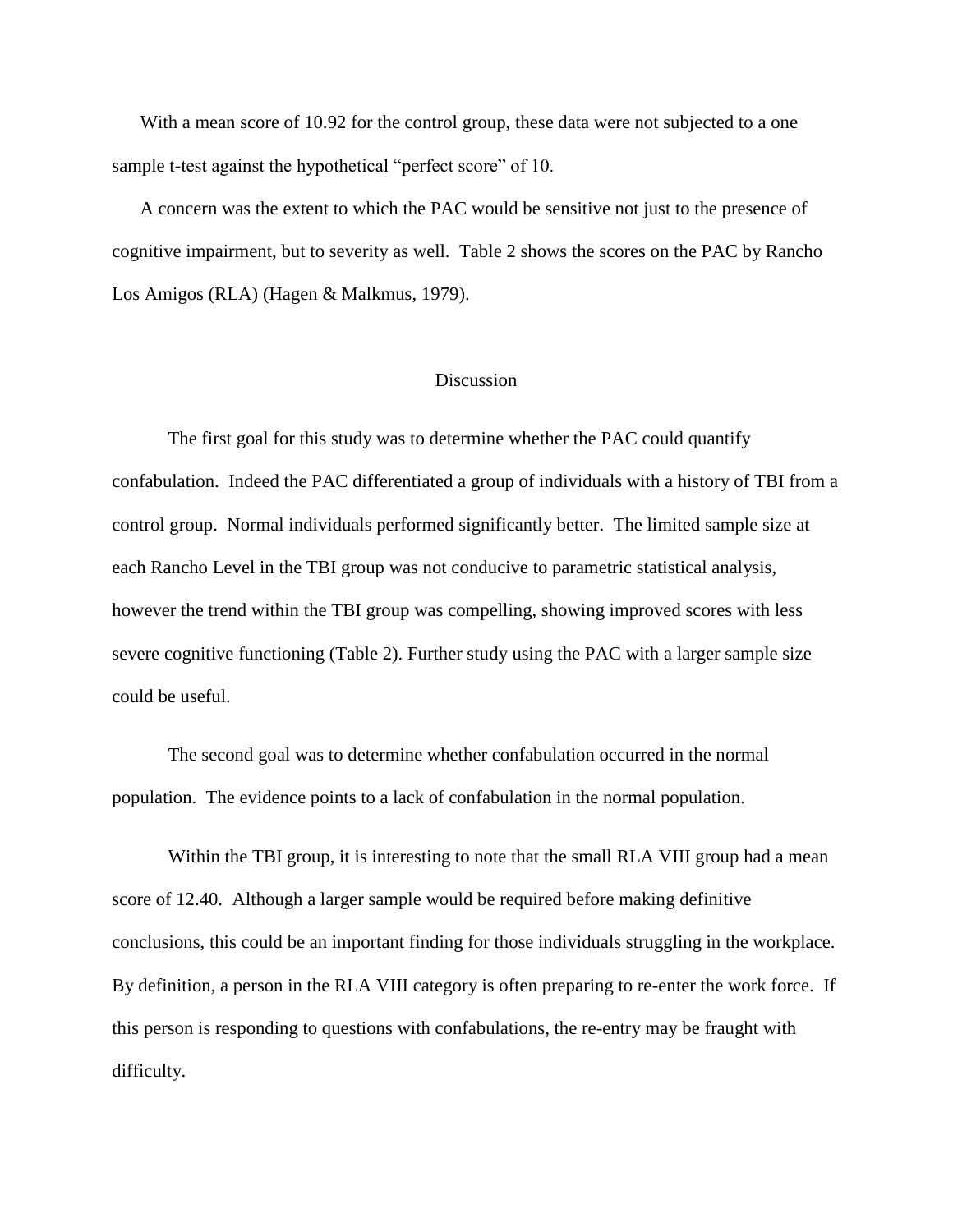With a mean score of 10.92 for the control group, these data were not subjected to a one sample t-test against the hypothetical "perfect score" of 10.

A concern was the extent to which the PAC would be sensitive not just to the presence of cognitive impairment, but to severity as well. Table 2 shows the scores on the PAC by Rancho Los Amigos (RLA) (Hagen & Malkmus, 1979).

## Discussion

The first goal for this study was to determine whether the PAC could quantify confabulation. Indeed the PAC differentiated a group of individuals with a history of TBI from a control group. Normal individuals performed significantly better. The limited sample size at each Rancho Level in the TBI group was not conducive to parametric statistical analysis, however the trend within the TBI group was compelling, showing improved scores with less severe cognitive functioning (Table 2). Further study using the PAC with a larger sample size could be useful.

The second goal was to determine whether confabulation occurred in the normal population. The evidence points to a lack of confabulation in the normal population.

Within the TBI group, it is interesting to note that the small RLA VIII group had a mean score of 12.40. Although a larger sample would be required before making definitive conclusions, this could be an important finding for those individuals struggling in the workplace. By definition, a person in the RLA VIII category is often preparing to re-enter the work force. If this person is responding to questions with confabulations, the re-entry may be fraught with difficulty.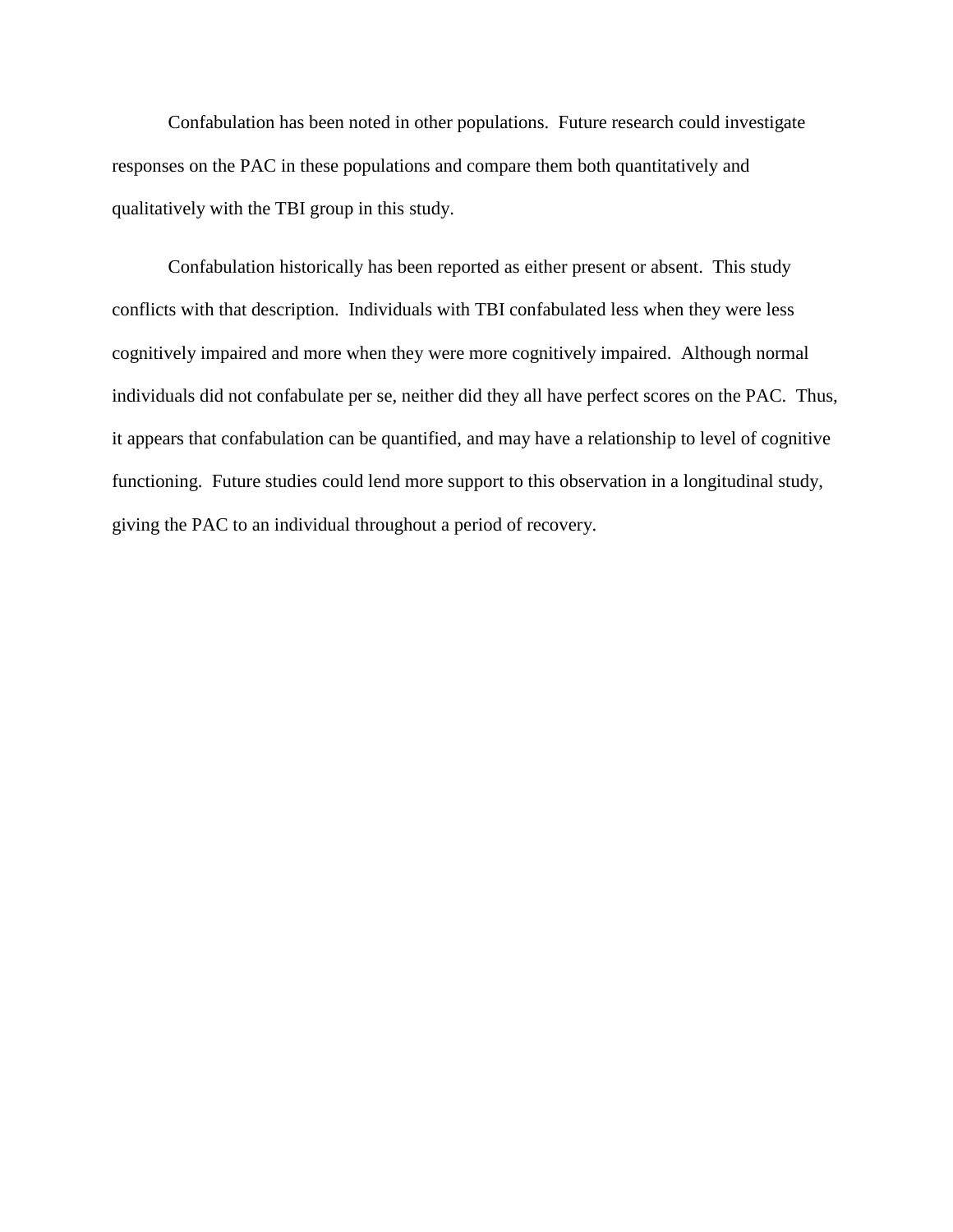Confabulation has been noted in other populations. Future research could investigate responses on the PAC in these populations and compare them both quantitatively and qualitatively with the TBI group in this study.

Confabulation historically has been reported as either present or absent. This study conflicts with that description. Individuals with TBI confabulated less when they were less cognitively impaired and more when they were more cognitively impaired. Although normal individuals did not confabulate per se, neither did they all have perfect scores on the PAC. Thus, it appears that confabulation can be quantified, and may have a relationship to level of cognitive functioning. Future studies could lend more support to this observation in a longitudinal study, giving the PAC to an individual throughout a period of recovery.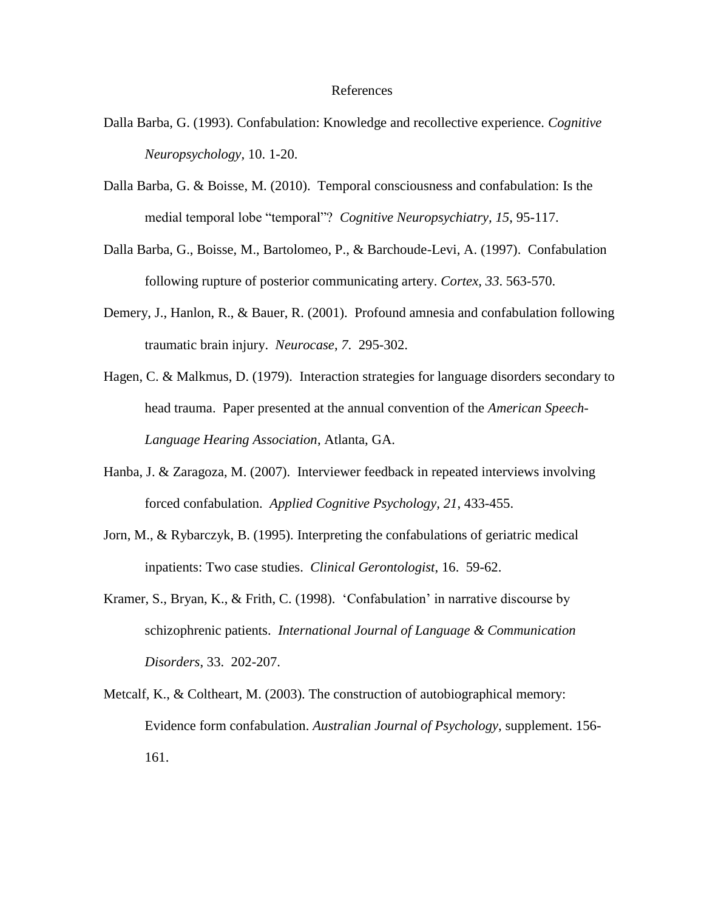# References

Dalla Barba, G. (1993). Confabulation: Knowledge and recollective experience. *Cognitive Neuropsychology*, 10. 1-20.

Dalla Barba, G. & Boisse, M. (2010). Temporal consciousness and confabulation: Is the medial temporal lobe "temporal"? *Cognitive Neuropsychiatry, 15*, 95-117.

Dalla Barba, G., Boisse, M., Bartolomeo, P., & Barchoude-Levi, A. (1997). Confabulation following rupture of posterior communicating artery. *Cortex, 33*. 563-570.

Demery, J., Hanlon, R., & Bauer, R. (2001). Profound amnesia and confabulation following traumatic brain injury. *Neurocase*, *7*. 295-302.

Hagen, C. & Malkmus, D. (1979). Interaction strategies for language disorders secondary to head trauma. Paper presented at the annual convention of the *American Speech-Language Hearing Association*, Atlanta, GA.

Hanba, J. & Zaragoza, M. (2007). Interviewer feedback in repeated interviews involving forced confabulation. *Applied Cognitive Psychology, 21*, 433-455.

Jorn, M., & Rybarczyk, B. (1995). Interpreting the confabulations of geriatric medical inpatients: Two case studies. *Clinical Gerontologist*, 16. 59-62.

Kramer, S., Bryan, K., & Frith, C. (1998). 'Confabulation' in narrative discourse by schizophrenic patients. *International Journal of Language & Communication Disorders*, 33. 202-207.

Metcalf, K., & Coltheart, M. (2003). The construction of autobiographical memory: Evidence form confabulation. *Australian Journal of Psychology*, supplement. 156-161.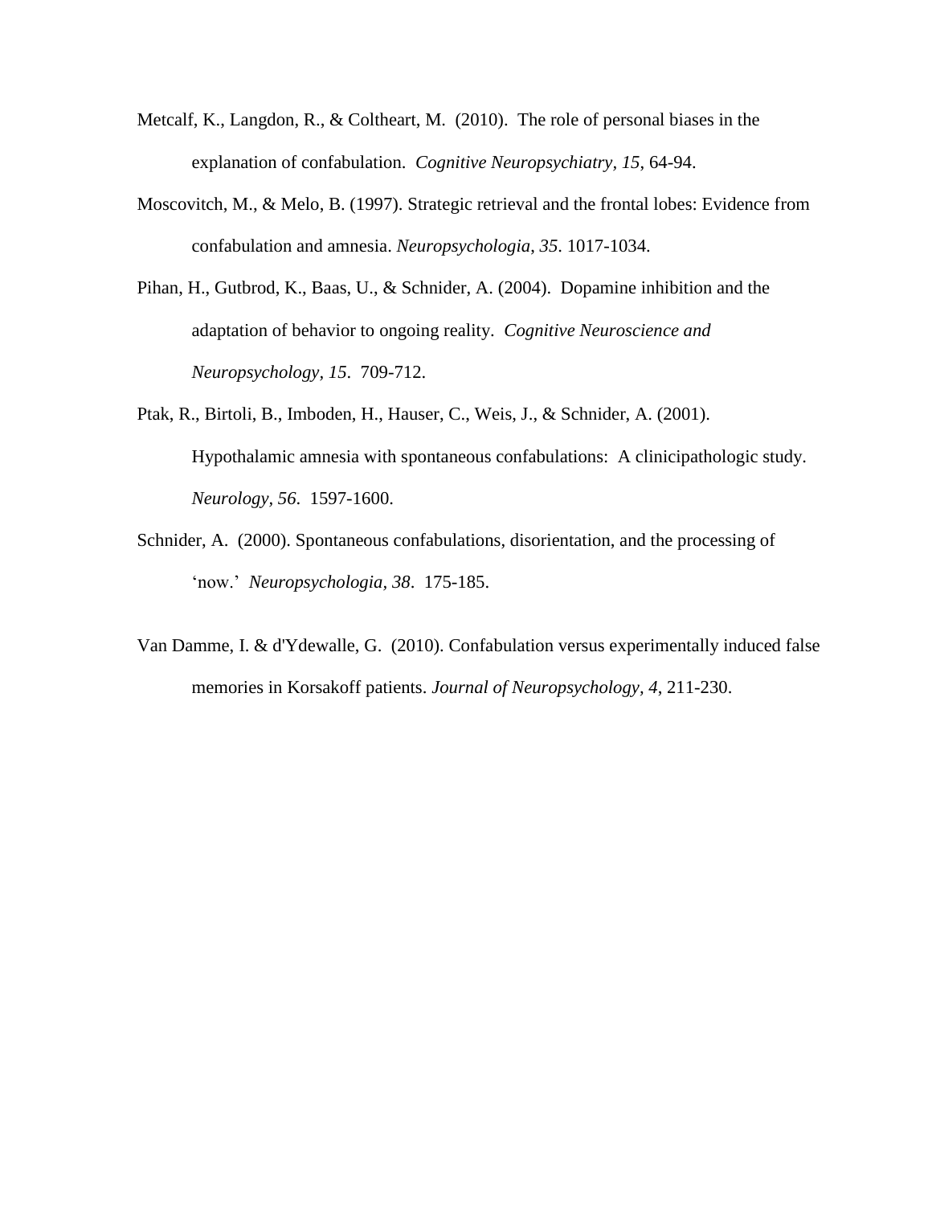Metcalf, K., Langdon, R., & Coltheart, M. (2010). The role of personal biases in the explanation of confabulation. *Cognitive Neuropsychiatry, 15*, 64-94.

Moscovitch, M., & Melo, B. (1997). Strategic retrieval and the frontal lobes: Evidence from confabulation and amnesia. *Neuropsychologia*, *35*. 1017-1034.

Pihan, H., Gutbrod, K., Baas, U., & Schnider, A. (2004). Dopamine inhibition and the adaptation of behavior to ongoing reality. *Cognitive Neuroscience and Neuropsychology*, *15*. 709-712.

Ptak, R., Birtoli, B., Imboden, H., Hauser, C., Weis, J., & Schnider, A. (2001). Hypothalamic amnesia with spontaneous confabulations: A clinicipathologic study. *Neurology*, *56*. 1597-1600.

Schnider, A. (2000). Spontaneous confabulations, disorientation, and the processing of 'now.' *Neuropsychologia*, *38*. 175-185.

Van Damme, I. & d'Ydewalle, G. (2010). Confabulation versus experimentally induced false memories in Korsakoff patients. *Journal of Neuropsychology*, *4*, 211-230.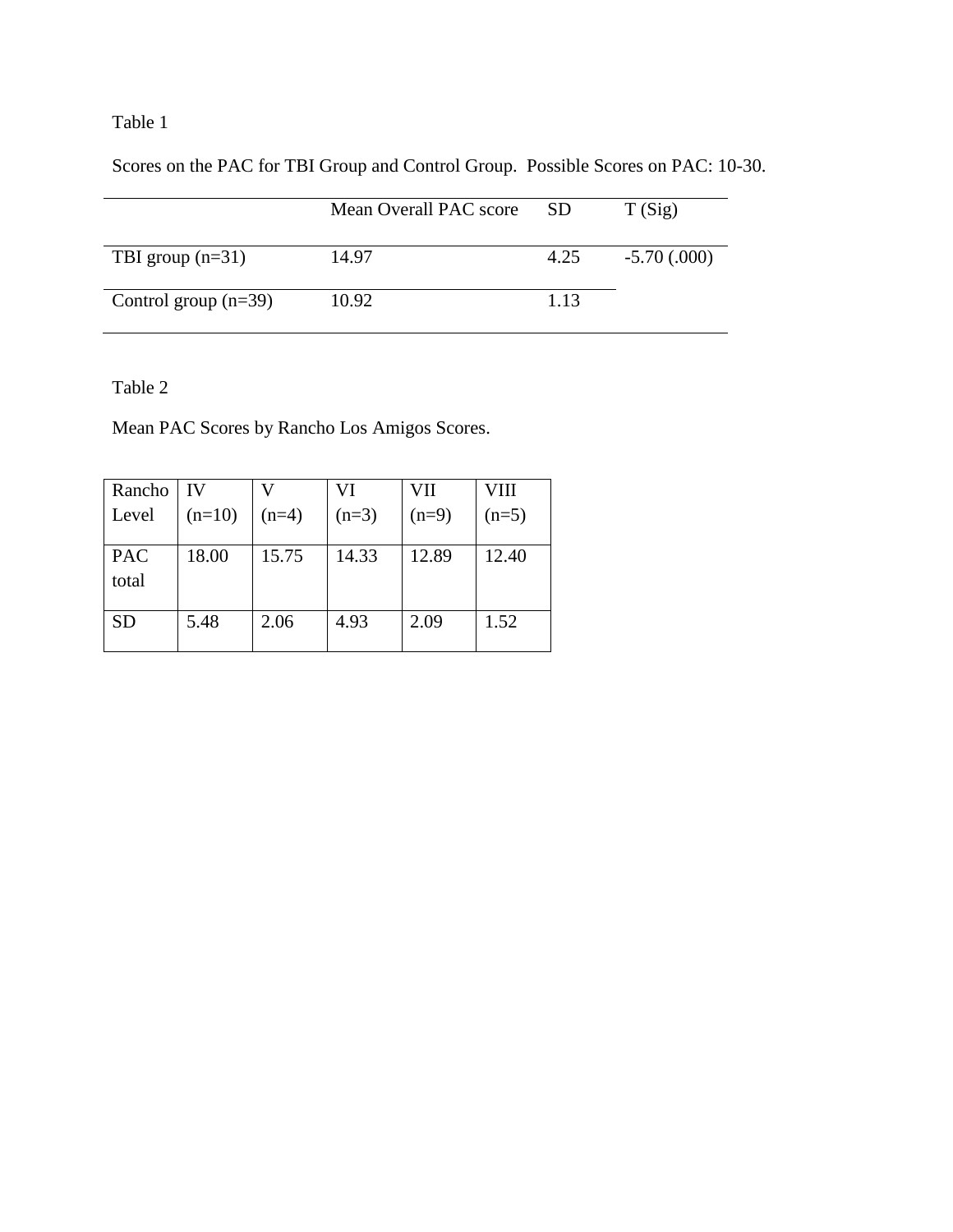Table 1

Scores on the PAC for TBI Group and Control Group. Possible Scores on PAC: 10-30.

| | Mean Overall PAC score | SD | T (Sig) |
|---|---|---|---|
| TBI group (n=31) | 14.97 | 4.25 | -5.70 (.000) |
| Control group (n=39) | 10.92 | 1.13 | |

Table 2

Mean PAC Scores by Rancho Los Amigos Scores.

| Rancho Level | IV (n=10) | V (n=4) | VI (n=3) | VII (n=9) | VIII (n=5) |
|---|---|---|---|---|---|
| PAC total | 18.00 | 15.75 | 14.33 | 12.89 | 12.40 |
| SD | 5.48 | 2.06 | 4.93 | 2.09 | 1.52 |